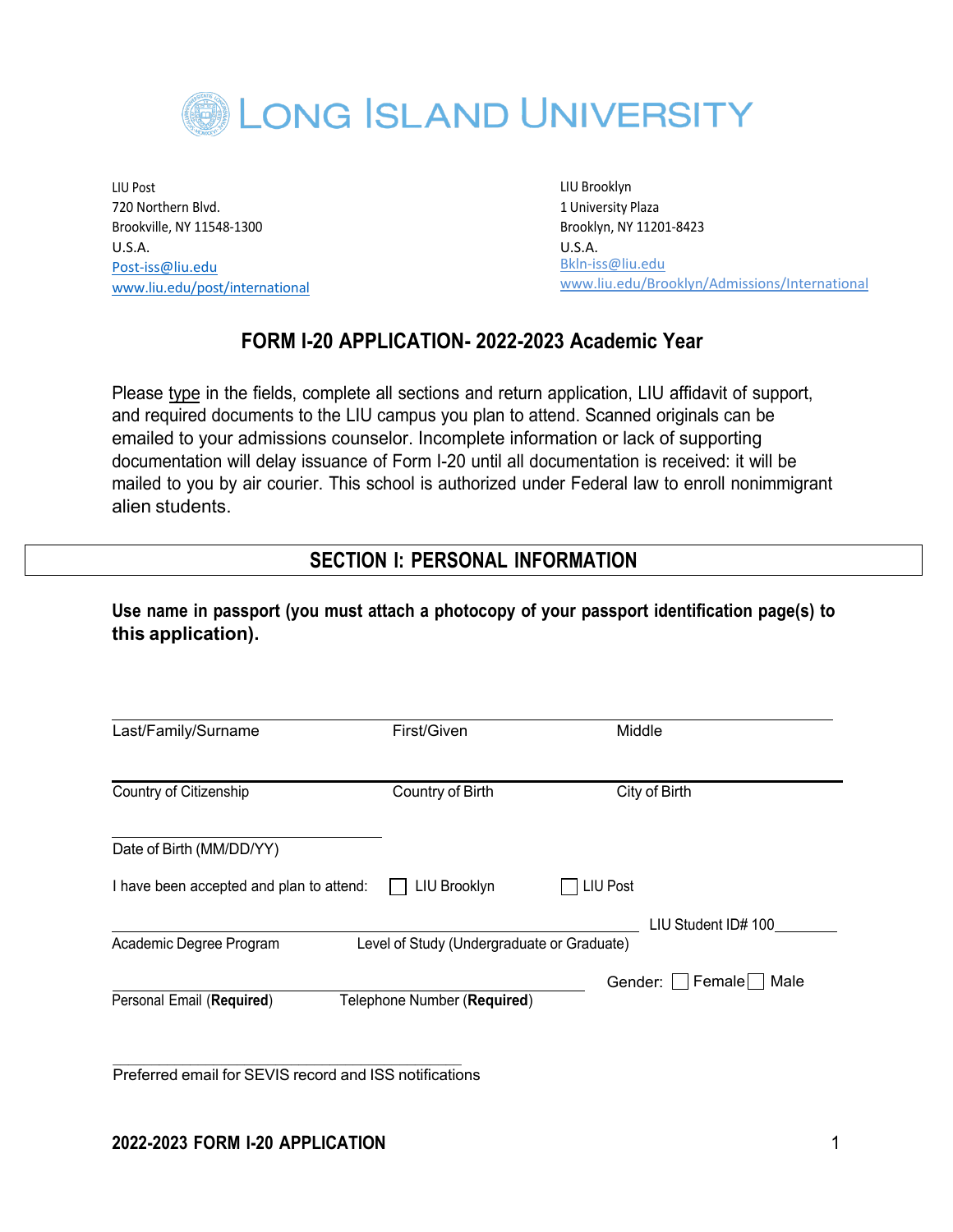# LONG ISLAND UNIVERSITY

LIU Post
720 Northern Blvd.
Brookville, NY 11548-1300
U.S.A.
Post-iss@liu.edu
www.liu.edu/post/international

LIU Brooklyn
1 University Plaza
Brooklyn, NY 11201-8423
U.S.A.
Bkln-iss@liu.edu
www.liu.edu/Brooklyn/Admissions/International

## FORM I-20 APPLICATION- 2022-2023 Academic Year

Please type in the fields, complete all sections and return application, LIU affidavit of support, and required documents to the LIU campus you plan to attend. Scanned originals can be emailed to your admissions counselor. Incomplete information or lack of supporting documentation will delay issuance of Form I-20 until all documentation is received: it will be mailed to you by air courier. This school is authorized under Federal law to enroll nonimmigrant alien students.

## SECTION I: PERSONAL INFORMATION

**Use name in passport (you must attach a photocopy of your passport identification page(s) to this application).**

Last/Family/Surname ____________ First/Given ____________ Middle ____________

Country of Citizenship ____________ Country of Birth ____________ City of Birth ____________

Date of Birth (MM/DD/YY) ____________

I have been accepted and plan to attend: ☐ LIU Brooklyn ☐ LIU Post

Academic Degree Program ____________ Level of Study (Undergraduate or Graduate) ____________ LIU Student ID# 100________

Personal Email (**Required**) ____________ Telephone Number (**Required**) ____________ Gender: ☐ Female ☐ Male

Preferred email for SEVIS record and ISS notifications ____________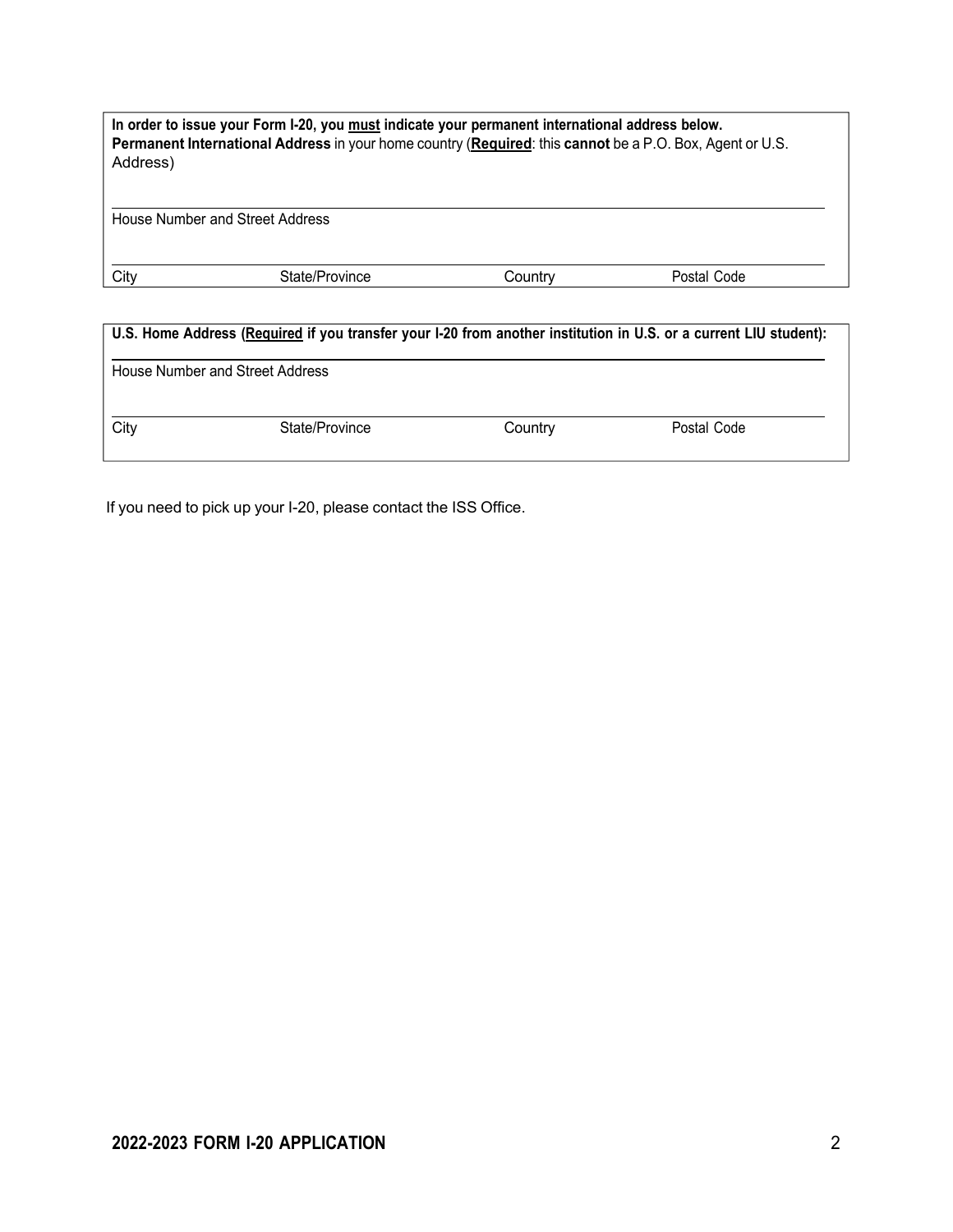**In order to issue your Form I-20, you must indicate your permanent international address below.**
**Permanent International Address** in your home country (**Required**: this **cannot** be a P.O. Box, Agent or U.S. Address)

\_\_\_\_\_\_\_\_\_\_\_\_\_\_\_\_\_\_\_\_\_\_\_\_\_\_\_\_\_\_\_\_\_\_\_\_\_\_\_\_\_\_\_\_\_\_\_\_\_\_\_\_\_\_\_\_\_\_\_\_\_\_\_\_
House Number and Street Address

\_\_\_\_\_\_\_\_\_\_\_\_\_\_\_\_\_\_\_\_\_\_\_\_\_\_\_\_\_\_\_\_\_\_\_\_\_\_\_\_\_\_\_\_\_\_\_\_\_\_\_\_\_\_\_\_\_\_\_\_\_\_\_\_

| City | State/Province | Country | Postal Code |
|---|---|---|---|

**U.S. Home Address (Required if you transfer your I-20 from another institution in U.S. or a current LIU student):**

\_\_\_\_\_\_\_\_\_\_\_\_\_\_\_\_\_\_\_\_\_\_\_\_\_\_\_\_\_\_\_\_\_\_\_\_\_\_\_\_\_\_\_\_\_\_\_\_\_\_\_\_\_\_\_\_\_\_\_\_\_\_\_\_
House Number and Street Address

\_\_\_\_\_\_\_\_\_\_\_\_\_\_\_\_\_\_\_\_\_\_\_\_\_\_\_\_\_\_\_\_\_\_\_\_\_\_\_\_\_\_\_\_\_\_\_\_\_\_\_\_\_\_\_\_\_\_\_\_\_\_\_\_

| City | State/Province | Country | Postal Code |
|---|---|---|---|

If you need to pick up your I-20, please contact the ISS Office.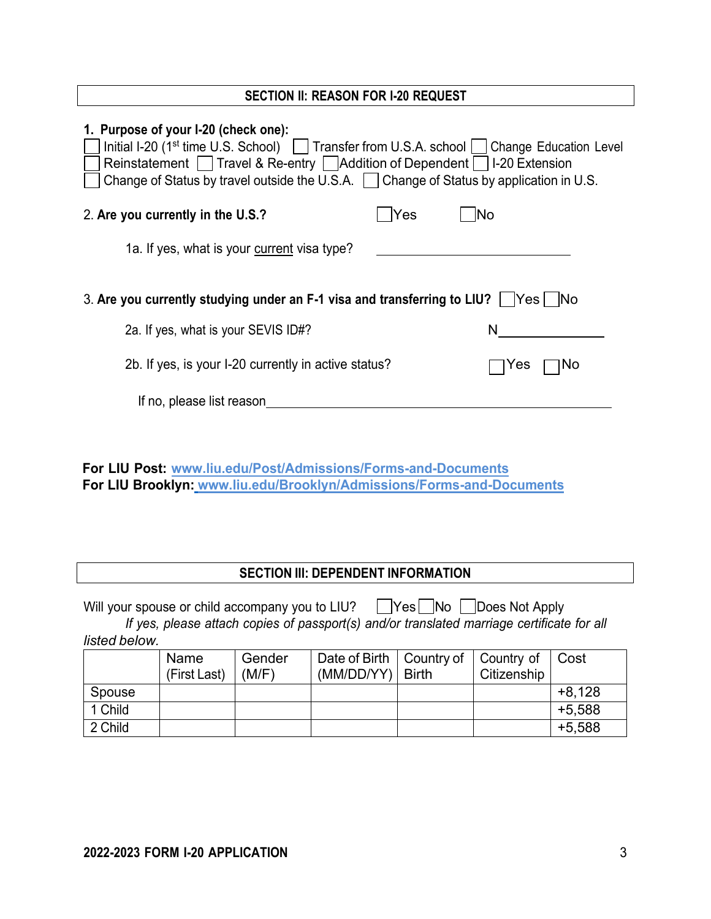## SECTION II: REASON FOR I-20 REQUEST

**1. Purpose of your I-20 (check one):**

☐ Initial I-20 (1st time U.S. School) ☐ Transfer from U.S.A. school ☐ Change Education Level
☐ Reinstatement ☐ Travel & Re-entry ☐ Addition of Dependent ☐ I-20 Extension
☐ Change of Status by travel outside the U.S.A. ☐ Change of Status by application in U.S.

2. **Are you currently in the U.S.?** ☐ Yes ☐ No

1a. If yes, what is your current visa type? ____________________

3. **Are you currently studying under an F-1 visa and transferring to LIU?** ☐ Yes ☐ No

2a. If yes, what is your SEVIS ID#? N____________

2b. If yes, is your I-20 currently in active status? ☐ Yes ☐ No

If no, please list reason________________________________________________

**For LIU Post: www.liu.edu/Post/Admissions/Forms-and-Documents**
**For LIU Brooklyn: www.liu.edu/Brooklyn/Admissions/Forms-and-Documents**

## SECTION III: DEPENDENT INFORMATION

Will your spouse or child accompany you to LIU? ☐ Yes ☐ No ☐ Does Not Apply

*If yes, please attach copies of passport(s) and/or translated marriage certificate for all listed below.*

| | Name (First Last) | Gender (M/F) | Date of Birth (MM/DD/YY) | Country of Birth | Country of Citizenship | Cost |
|---|---|---|---|---|---|---|
| Spouse | | | | | | +8,128 |
| 1 Child | | | | | | +5,588 |
| 2 Child | | | | | | +5,588 |

**2022-2023 FORM I-20 APPLICATION**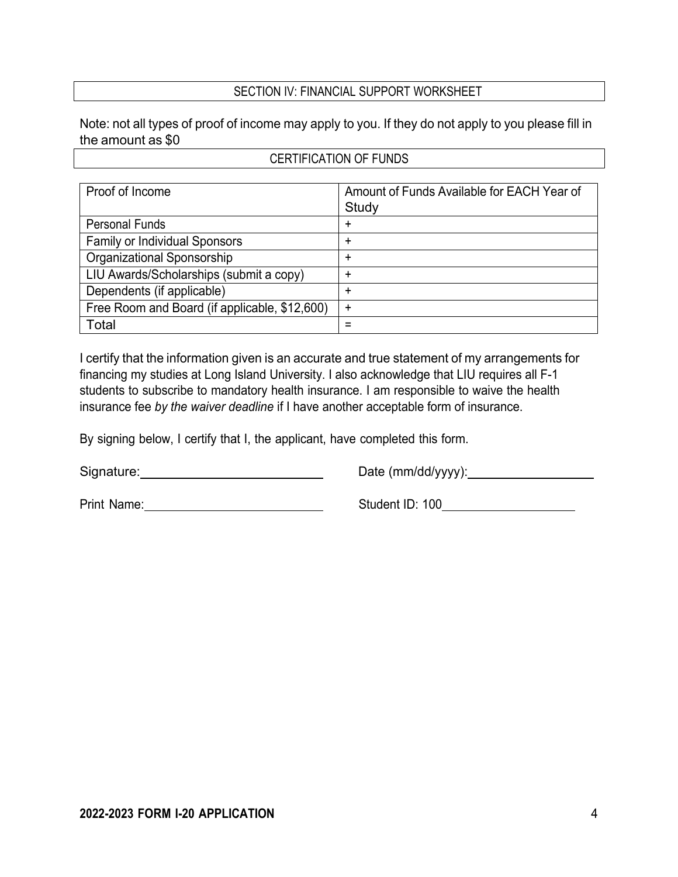## SECTION IV: FINANCIAL SUPPORT WORKSHEET

Note: not all types of proof of income may apply to you. If they do not apply to you please fill in the amount as $0

### CERTIFICATION OF FUNDS

| Proof of Income | Amount of Funds Available for EACH Year of Study |
|---|---|
| Personal Funds | + |
| Family or Individual Sponsors | + |
| Organizational Sponsorship | + |
| LIU Awards/Scholarships (submit a copy) | + |
| Dependents (if applicable) | + |
| Free Room and Board (if applicable, $12,600) | + |
| Total | = |

I certify that the information given is an accurate and true statement of my arrangements for financing my studies at Long Island University. I also acknowledge that LIU requires all F-1 students to subscribe to mandatory health insurance. I am responsible to waive the health insurance fee *by the waiver deadline* if I have another acceptable form of insurance.

By signing below, I certify that I, the applicant, have completed this form.

Signature:\_\_\_\_\_\_\_\_\_\_\_\_\_\_\_\_\_\_\_\_\_\_\_\_ Date (mm/dd/yyyy):\_\_\_\_\_\_\_\_\_\_\_\_\_\_\_\_

Print Name:\_\_\_\_\_\_\_\_\_\_\_\_\_\_\_\_\_\_\_\_\_\_\_\_ Student ID: 100\_\_\_\_\_\_\_\_\_\_\_\_\_\_\_\_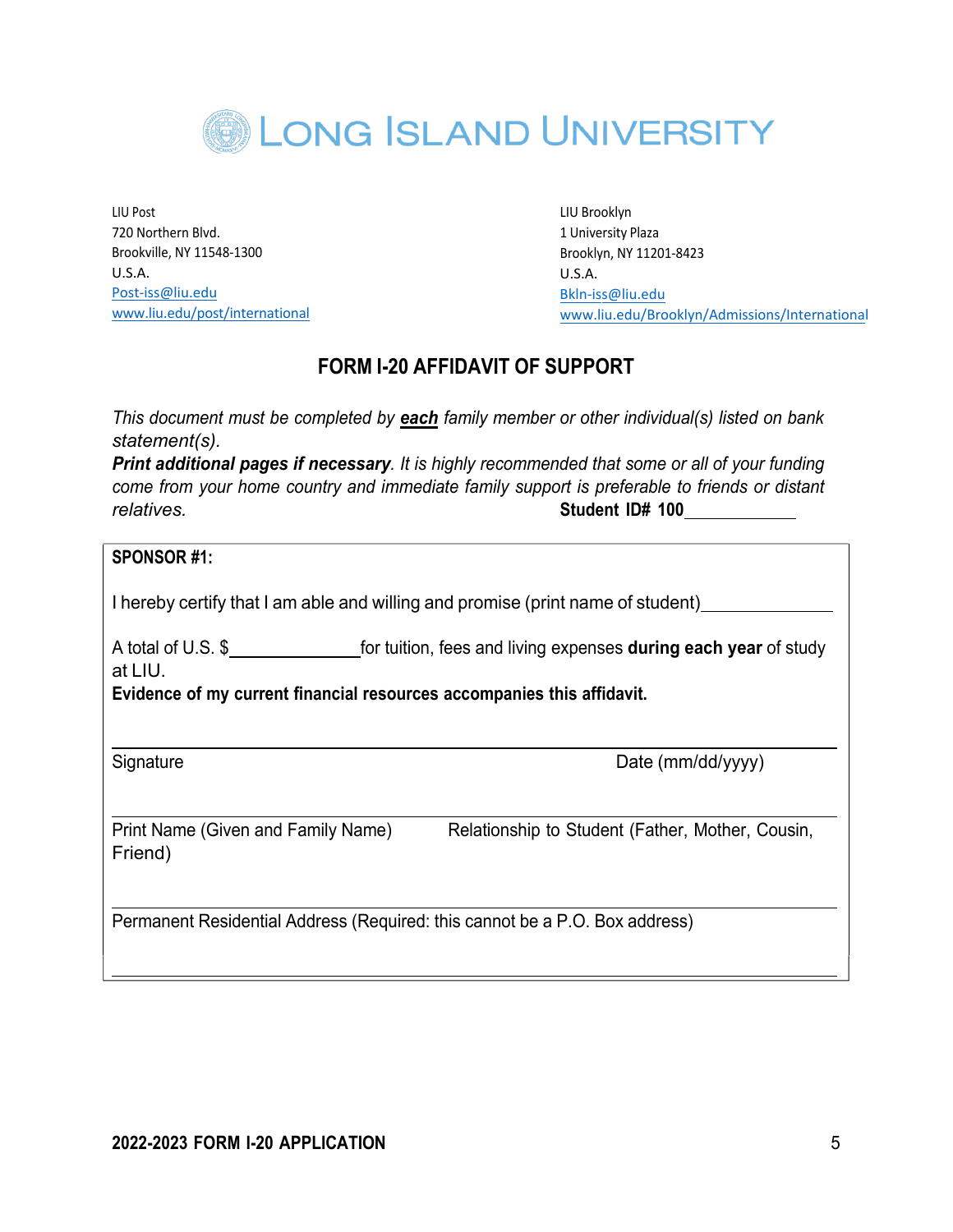# LONG ISLAND UNIVERSITY

LIU Post
720 Northern Blvd.
Brookville, NY 11548-1300
U.S.A.
Post-iss@liu.edu
www.liu.edu/post/international

LIU Brooklyn
1 University Plaza
Brooklyn, NY 11201-8423
U.S.A.
Bkln-iss@liu.edu
www.liu.edu/Brooklyn/Admissions/International

## FORM I-20 AFFIDAVIT OF SUPPORT

*This document must be completed by* ***each*** *family member or other individual(s) listed on bank statement(s).*
***Print additional pages if necessary****. It is highly recommended that some or all of your funding come from your home country and immediate family support is preferable to friends or distant relatives.*

**Student ID# 100**\_\_\_\_\_\_\_\_\_\_\_\_

**SPONSOR #1:**

I hereby certify that I am able and willing and promise (print name of student)\_\_\_\_\_\_\_\_\_\_\_\_\_\_

A total of U.S. $\_\_\_\_\_\_\_\_\_\_\_\_\_\_ for tuition, fees and living expenses **during each year** of study at LIU.

**Evidence of my current financial resources accompanies this affidavit.**

\_\_\_\_\_\_\_\_\_\_\_\_\_\_\_\_\_\_\_\_\_\_\_\_\_\_\_\_\_\_\_\_\_\_\_\_\_\_\_\_\_\_\_\_\_\_\_\_\_\_\_\_\_\_\_\_\_\_\_\_

Signature Date (mm/dd/yyyy)

\_\_\_\_\_\_\_\_\_\_\_\_\_\_\_\_\_\_\_\_\_\_\_\_\_\_\_\_\_\_\_\_\_\_\_\_\_\_\_\_\_\_\_\_\_\_\_\_\_\_\_\_\_\_\_\_\_\_\_\_

Print Name (Given and Family Name) Relationship to Student (Father, Mother, Cousin, Friend)

\_\_\_\_\_\_\_\_\_\_\_\_\_\_\_\_\_\_\_\_\_\_\_\_\_\_\_\_\_\_\_\_\_\_\_\_\_\_\_\_\_\_\_\_\_\_\_\_\_\_\_\_\_\_\_\_\_\_\_\_

Permanent Residential Address (Required: this cannot be a P.O. Box address)

\_\_\_\_\_\_\_\_\_\_\_\_\_\_\_\_\_\_\_\_\_\_\_\_\_\_\_\_\_\_\_\_\_\_\_\_\_\_\_\_\_\_\_\_\_\_\_\_\_\_\_\_\_\_\_\_\_\_\_\_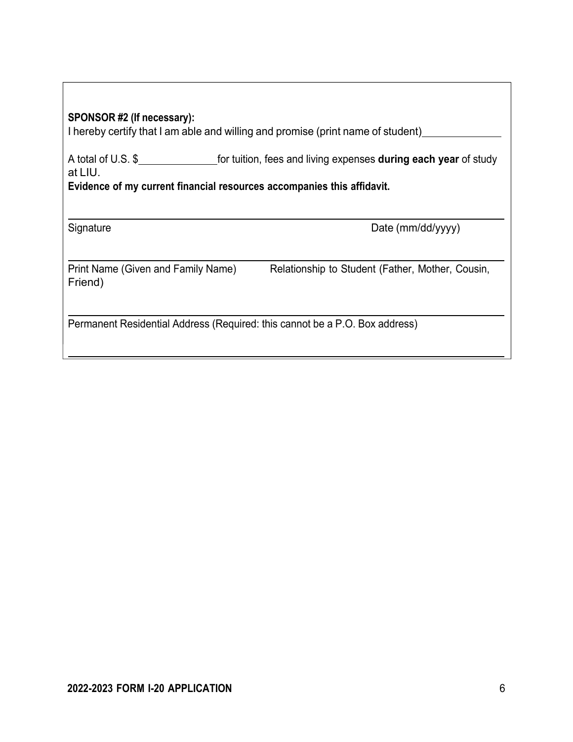**SPONSOR #2 (If necessary):**

I hereby certify that I am able and willing and promise (print name of student)\_\_\_\_\_\_\_\_\_\_\_\_\_\_

A total of U.S. $\_\_\_\_\_\_\_\_\_\_\_\_\_\_\_for tuition, fees and living expenses **during each year** of study at LIU.

**Evidence of my current financial resources accompanies this affidavit.**

\_\_\_\_\_\_\_\_\_\_\_\_\_\_\_\_\_\_\_\_\_\_\_\_\_\_\_\_\_\_\_\_\_\_\_\_\_\_\_\_\_\_\_\_\_\_\_\_\_\_\_\_\_\_\_\_\_\_\_\_\_\_\_\_\_\_\_\_\_\_

Signature Date (mm/dd/yyyy)

\_\_\_\_\_\_\_\_\_\_\_\_\_\_\_\_\_\_\_\_\_\_\_\_\_\_\_\_\_\_\_\_\_\_\_\_\_\_\_\_\_\_\_\_\_\_\_\_\_\_\_\_\_\_\_\_\_\_\_\_\_\_\_\_\_\_\_\_\_\_

Print Name (Given and Family Name) Relationship to Student (Father, Mother, Cousin, Friend)

\_\_\_\_\_\_\_\_\_\_\_\_\_\_\_\_\_\_\_\_\_\_\_\_\_\_\_\_\_\_\_\_\_\_\_\_\_\_\_\_\_\_\_\_\_\_\_\_\_\_\_\_\_\_\_\_\_\_\_\_\_\_\_\_\_\_\_\_\_\_

Permanent Residential Address (Required: this cannot be a P.O. Box address)

\_\_\_\_\_\_\_\_\_\_\_\_\_\_\_\_\_\_\_\_\_\_\_\_\_\_\_\_\_\_\_\_\_\_\_\_\_\_\_\_\_\_\_\_\_\_\_\_\_\_\_\_\_\_\_\_\_\_\_\_\_\_\_\_\_\_\_\_\_\_